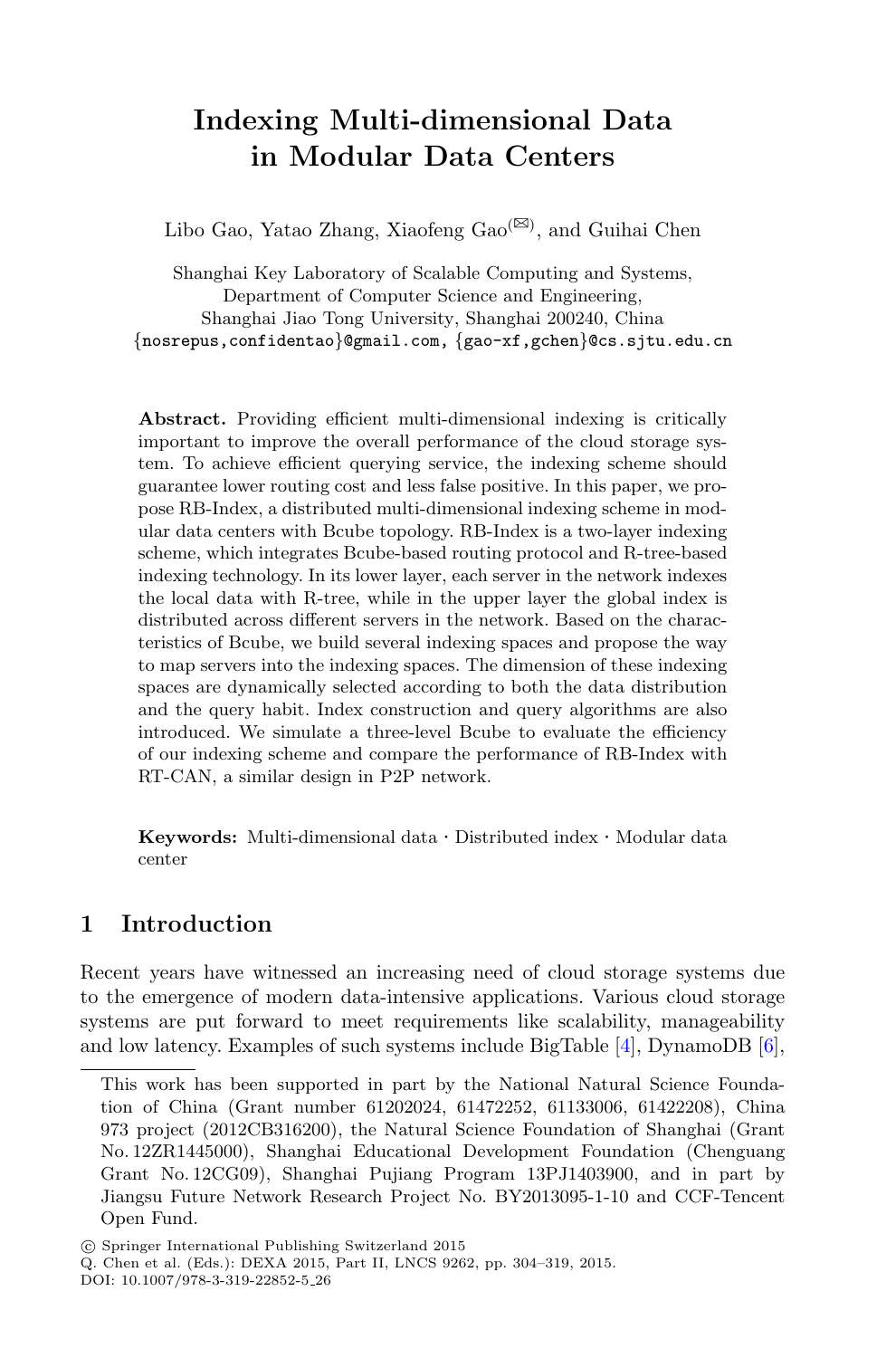# Indexing Multi-dimensional Data in Modular Data Centers

Libo Gao, Yatao Zhang, Xiaofeng Gao(✉), and Guihai Chen

Shanghai Key Laboratory of Scalable Computing and Systems,
Department of Computer Science and Engineering,
Shanghai Jiao Tong University, Shanghai 200240, China
{nosrepus,confidentao}@gmail.com, {gao-xf,gchen}@cs.sjtu.edu.cn

**Abstract.** Providing efficient multi-dimensional indexing is critically important to improve the overall performance of the cloud storage system. To achieve efficient querying service, the indexing scheme should guarantee lower routing cost and less false positive. In this paper, we propose RB-Index, a distributed multi-dimensional indexing scheme in modular data centers with Bcube topology. RB-Index is a two-layer indexing scheme, which integrates Bcube-based routing protocol and R-tree-based indexing technology. In its lower layer, each server in the network indexes the local data with R-tree, while in the upper layer the global index is distributed across different servers in the network. Based on the characteristics of Bcube, we build several indexing spaces and propose the way to map servers into the indexing spaces. The dimension of these indexing spaces are dynamically selected according to both the data distribution and the query habit. Index construction and query algorithms are also introduced. We simulate a three-level Bcube to evaluate the efficiency of our indexing scheme and compare the performance of RB-Index with RT-CAN, a similar design in P2P network.

**Keywords:** Multi-dimensional data · Distributed index · Modular data center

## 1 Introduction

Recent years have witnessed an increasing need of cloud storage systems due to the emergence of modern data-intensive applications. Various cloud storage systems are put forward to meet requirements like scalability, manageability and low latency. Examples of such systems include BigTable [4], DynamoDB [6],

---

This work has been supported in part by the National Natural Science Foundation of China (Grant number 61202024, 61472252, 61133006, 61422208), China 973 project (2012CB316200), the Natural Science Foundation of Shanghai (Grant No. 12ZR1445000), Shanghai Educational Development Foundation (Chenguang Grant No. 12CG09), Shanghai Pujiang Program 13PJ1403900, and in part by Jiangsu Future Network Research Project No. BY2013095-1-10 and CCF-Tencent Open Fund.

© Springer International Publishing Switzerland 2015
Q. Chen et al. (Eds.): DEXA 2015, Part II, LNCS 9262, pp. 304–319, 2015.
DOI: 10.1007/978-3-319-22852-5_26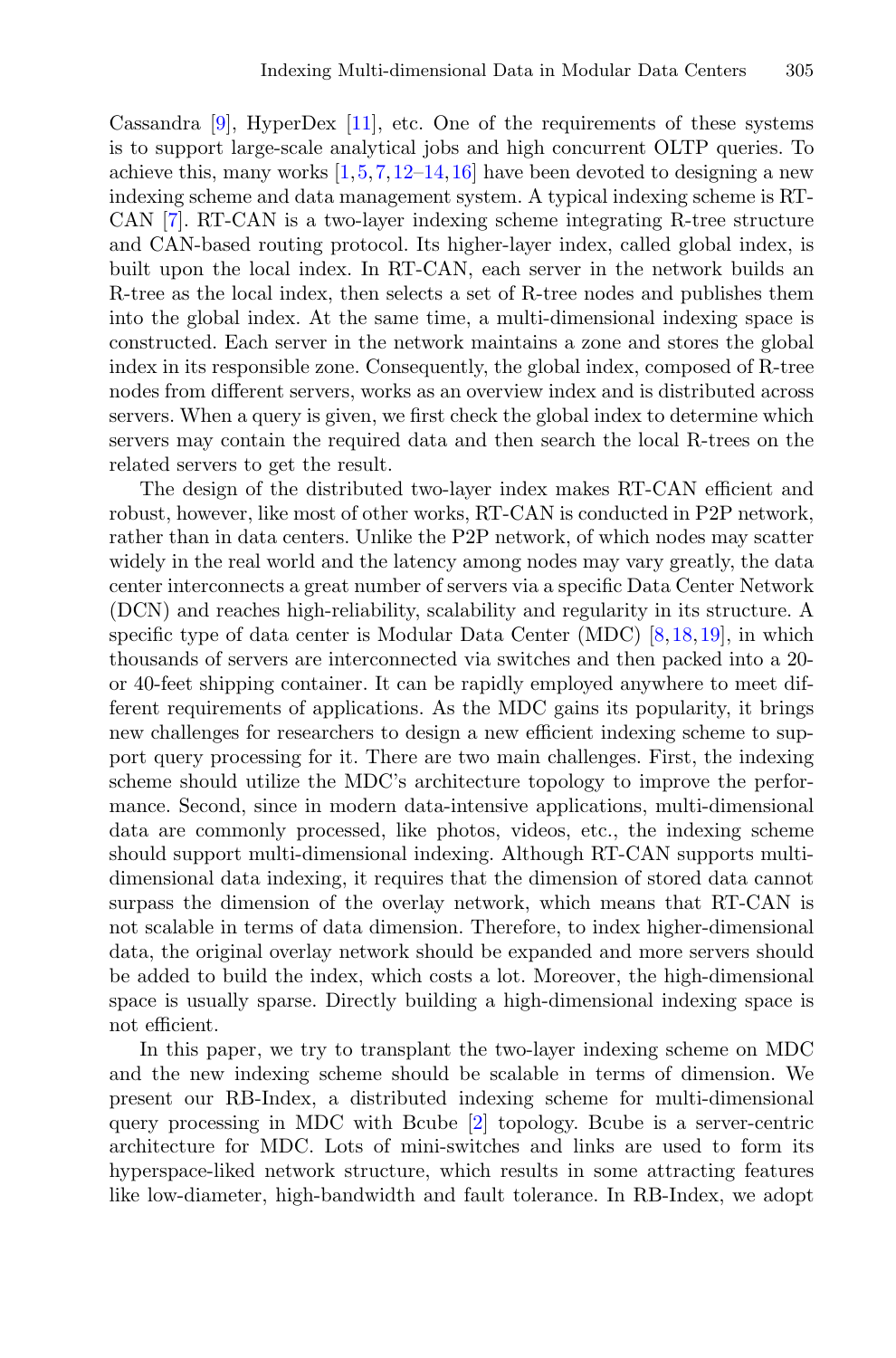Cassandra [9], HyperDex [11], etc. One of the requirements of these systems is to support large-scale analytical jobs and high concurrent OLTP queries. To achieve this, many works [1,5,7,12–14,16] have been devoted to designing a new indexing scheme and data management system. A typical indexing scheme is RT-CAN [7]. RT-CAN is a two-layer indexing scheme integrating R-tree structure and CAN-based routing protocol. Its higher-layer index, called global index, is built upon the local index. In RT-CAN, each server in the network builds an R-tree as the local index, then selects a set of R-tree nodes and publishes them into the global index. At the same time, a multi-dimensional indexing space is constructed. Each server in the network maintains a zone and stores the global index in its responsible zone. Consequently, the global index, composed of R-tree nodes from different servers, works as an overview index and is distributed across servers. When a query is given, we first check the global index to determine which servers may contain the required data and then search the local R-trees on the related servers to get the result.

The design of the distributed two-layer index makes RT-CAN efficient and robust, however, like most of other works, RT-CAN is conducted in P2P network, rather than in data centers. Unlike the P2P network, of which nodes may scatter widely in the real world and the latency among nodes may vary greatly, the data center interconnects a great number of servers via a specific Data Center Network (DCN) and reaches high-reliability, scalability and regularity in its structure. A specific type of data center is Modular Data Center (MDC) [8,18,19], in which thousands of servers are interconnected via switches and then packed into a 20- or 40-feet shipping container. It can be rapidly employed anywhere to meet different requirements of applications. As the MDC gains its popularity, it brings new challenges for researchers to design a new efficient indexing scheme to support query processing for it. There are two main challenges. First, the indexing scheme should utilize the MDC's architecture topology to improve the performance. Second, since in modern data-intensive applications, multi-dimensional data are commonly processed, like photos, videos, etc., the indexing scheme should support multi-dimensional indexing. Although RT-CAN supports multi-dimensional data indexing, it requires that the dimension of stored data cannot surpass the dimension of the overlay network, which means that RT-CAN is not scalable in terms of data dimension. Therefore, to index higher-dimensional data, the original overlay network should be expanded and more servers should be added to build the index, which costs a lot. Moreover, the high-dimensional space is usually sparse. Directly building a high-dimensional indexing space is not efficient.

In this paper, we try to transplant the two-layer indexing scheme on MDC and the new indexing scheme should be scalable in terms of dimension. We present our RB-Index, a distributed indexing scheme for multi-dimensional query processing in MDC with Bcube [2] topology. Bcube is a server-centric architecture for MDC. Lots of mini-switches and links are used to form its hyperspace-liked network structure, which results in some attracting features like low-diameter, high-bandwidth and fault tolerance. In RB-Index, we adopt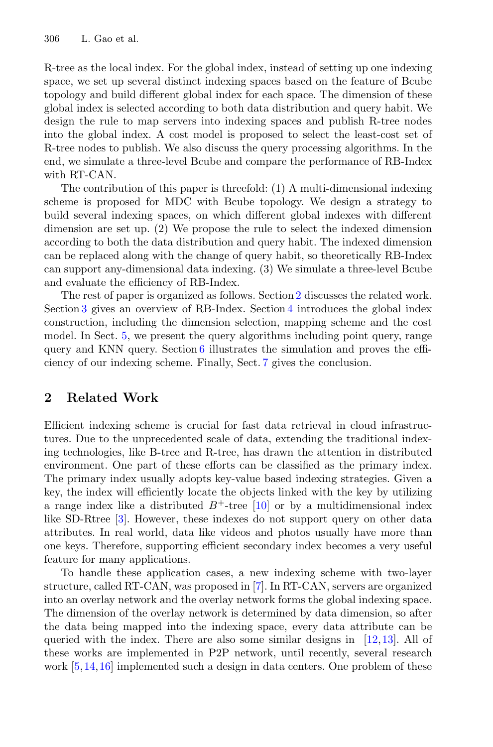R-tree as the local index. For the global index, instead of setting up one indexing space, we set up several distinct indexing spaces based on the feature of Bcube topology and build different global index for each space. The dimension of these global index is selected according to both data distribution and query habit. We design the rule to map servers into indexing spaces and publish R-tree nodes into the global index. A cost model is proposed to select the least-cost set of R-tree nodes to publish. We also discuss the query processing algorithms. In the end, we simulate a three-level Bcube and compare the performance of RB-Index with RT-CAN.

The contribution of this paper is threefold: (1) A multi-dimensional indexing scheme is proposed for MDC with Bcube topology. We design a strategy to build several indexing spaces, on which different global indexes with different dimension are set up. (2) We propose the rule to select the indexed dimension according to both the data distribution and query habit. The indexed dimension can be replaced along with the change of query habit, so theoretically RB-Index can support any-dimensional data indexing. (3) We simulate a three-level Bcube and evaluate the efficiency of RB-Index.

The rest of paper is organized as follows. Section 2 discusses the related work. Section 3 gives an overview of RB-Index. Section 4 introduces the global index construction, including the dimension selection, mapping scheme and the cost model. In Sect. 5, we present the query algorithms including point query, range query and KNN query. Section 6 illustrates the simulation and proves the efficiency of our indexing scheme. Finally, Sect. 7 gives the conclusion.

## 2 Related Work

Efficient indexing scheme is crucial for fast data retrieval in cloud infrastructures. Due to the unprecedented scale of data, extending the traditional indexing technologies, like B-tree and R-tree, has drawn the attention in distributed environment. One part of these efforts can be classified as the primary index. The primary index usually adopts key-value based indexing strategies. Given a key, the index will efficiently locate the objects linked with the key by utilizing a range index like a distributed $B^+$-tree [10] or by a multidimensional index like SD-Rtree [3]. However, these indexes do not support query on other data attributes. In real world, data like videos and photos usually have more than one keys. Therefore, supporting efficient secondary index becomes a very useful feature for many applications.

To handle these application cases, a new indexing scheme with two-layer structure, called RT-CAN, was proposed in [7]. In RT-CAN, servers are organized into an overlay network and the overlay network forms the global indexing space. The dimension of the overlay network is determined by data dimension, so after the data being mapped into the indexing space, every data attribute can be queried with the index. There are also some similar designs in [12,13]. All of these works are implemented in P2P network, until recently, several research work [5,14,16] implemented such a design in data centers. One problem of these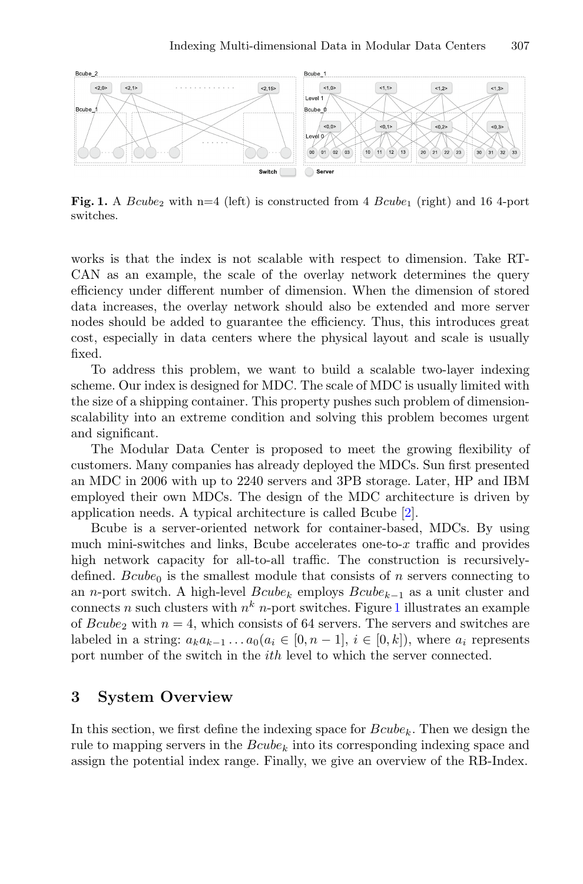**Fig. 1.** A $Bcube_2$ with n=4 (left) is constructed from 4 $Bcube_1$ (right) and 16 4-port switches.

works is that the index is not scalable with respect to dimension. Take RT-CAN as an example, the scale of the overlay network determines the query efficiency under different number of dimension. When the dimension of stored data increases, the overlay network should also be extended and more server nodes should be added to guarantee the efficiency. Thus, this introduces great cost, especially in data centers where the physical layout and scale is usually fixed.

To address this problem, we want to build a scalable two-layer indexing scheme. Our index is designed for MDC. The scale of MDC is usually limited with the size of a shipping container. This property pushes such problem of dimension-scalability into an extreme condition and solving this problem becomes urgent and significant.

The Modular Data Center is proposed to meet the growing flexibility of customers. Many companies has already deployed the MDCs. Sun first presented an MDC in 2006 with up to 2240 servers and 3PB storage. Later, HP and IBM employed their own MDCs. The design of the MDC architecture is driven by application needs. A typical architecture is called Bcube [2].

Bcube is a server-oriented network for container-based, MDCs. By using much mini-switches and links, Bcube accelerates one-to-$x$ traffic and provides high network capacity for all-to-all traffic. The construction is recursively-defined. $Bcube_0$ is the smallest module that consists of $n$ servers connecting to an $n$-port switch. A high-level $Bcube_k$ employs $Bcube_{k-1}$ as a unit cluster and connects $n$ such clusters with $n^k$ $n$-port switches. Figure 1 illustrates an example of $Bcube_2$ with $n = 4$, which consists of 64 servers. The servers and switches are labeled in a string: $a_k a_{k-1} \ldots a_0 (a_i \in [0, n-1],\ i \in [0, k])$, where $a_i$ represents port number of the switch in the $ith$ level to which the server connected.

## 3 System Overview

In this section, we first define the indexing space for $Bcube_k$. Then we design the rule to mapping servers in the $Bcube_k$ into its corresponding indexing space and assign the potential index range. Finally, we give an overview of the RB-Index.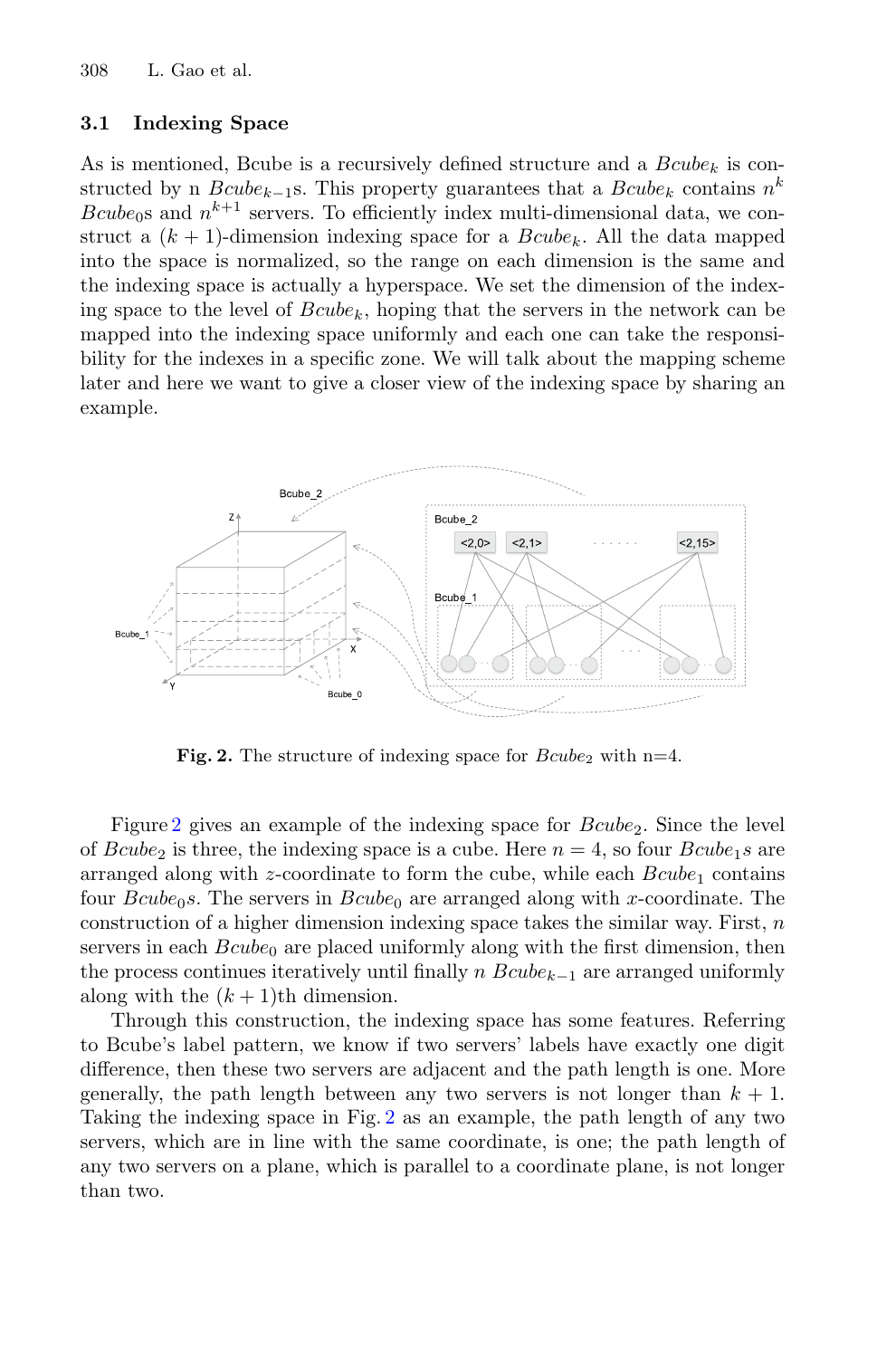### 3.1 Indexing Space

As is mentioned, Bcube is a recursively defined structure and a $Bcube_k$ is constructed by n $Bcube_{k-1}$s. This property guarantees that a $Bcube_k$ contains $n^k$ $Bcube_0$s and $n^{k+1}$ servers. To efficiently index multi-dimensional data, we construct a $(k+1)$-dimension indexing space for a $Bcube_k$. All the data mapped into the space is normalized, so the range on each dimension is the same and the indexing space is actually a hyperspace. We set the dimension of the indexing space to the level of $Bcube_k$, hoping that the servers in the network can be mapped into the indexing space uniformly and each one can take the responsibility for the indexes in a specific zone. We will talk about the mapping scheme later and here we want to give a closer view of the indexing space by sharing an example.

**Fig. 2.** The structure of indexing space for $Bcube_2$ with n=4.

Figure 2 gives an example of the indexing space for $Bcube_2$. Since the level of $Bcube_2$ is three, the indexing space is a cube. Here $n = 4$, so four $Bcube_1s$ are arranged along with $z$-coordinate to form the cube, while each $Bcube_1$ contains four $Bcube_0s$. The servers in $Bcube_0$ are arranged along with $x$-coordinate. The construction of a higher dimension indexing space takes the similar way. First, $n$ servers in each $Bcube_0$ are placed uniformly along with the first dimension, then the process continues iteratively until finally $n$ $Bcube_{k-1}$ are arranged uniformly along with the $(k+1)$th dimension.

Through this construction, the indexing space has some features. Referring to Bcube's label pattern, we know if two servers' labels have exactly one digit difference, then these two servers are adjacent and the path length is one. More generally, the path length between any two servers is not longer than $k+1$. Taking the indexing space in Fig. 2 as an example, the path length of any two servers, which are in line with the same coordinate, is one; the path length of any two servers on a plane, which is parallel to a coordinate plane, is not longer than two.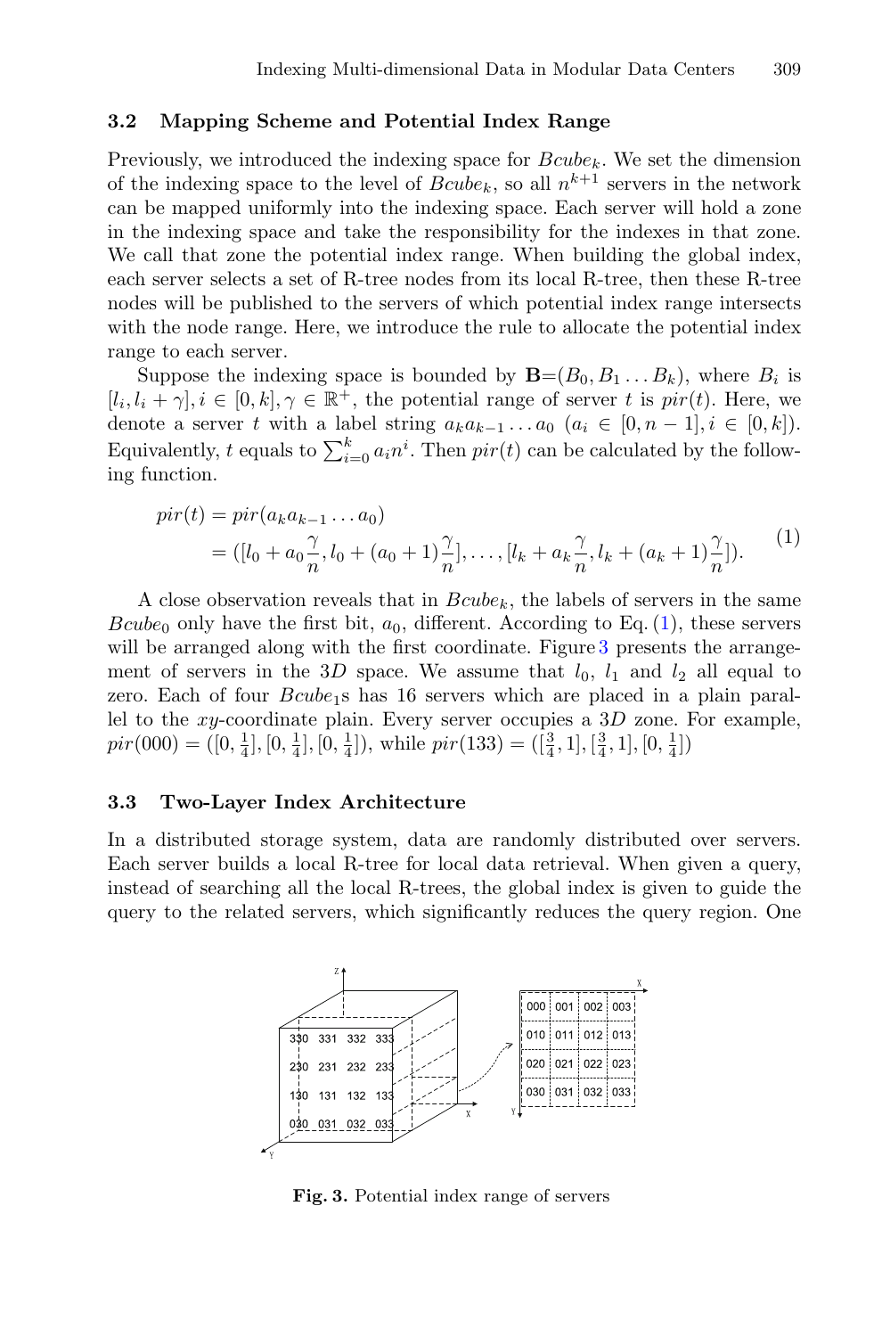### 3.2 Mapping Scheme and Potential Index Range

Previously, we introduced the indexing space for $Bcube_k$. We set the dimension of the indexing space to the level of $Bcube_k$, so all $n^{k+1}$ servers in the network can be mapped uniformly into the indexing space. Each server will hold a zone in the indexing space and take the responsibility for the indexes in that zone. We call that zone the potential index range. When building the global index, each server selects a set of R-tree nodes from its local R-tree, then these R-tree nodes will be published to the servers of which potential index range intersects with the node range. Here, we introduce the rule to allocate the potential index range to each server.

Suppose the indexing space is bounded by $\mathbf{B}=(B_0, B_1 \ldots B_k)$, where $B_i$ is $[l_i, l_i + \gamma], i \in [0, k], \gamma \in \mathbb{R}^+$, the potential range of server $t$ is $pir(t)$. Here, we denote a server $t$ with a label string $a_k a_{k-1} \ldots a_0$ ($a_i \in [0, n-1], i \in [0, k]$). Equivalently, $t$ equals to $\sum_{i=0}^{k} a_i n^i$. Then $pir(t)$ can be calculated by the following function.

$$
\begin{aligned}
pir(t) &= pir(a_k a_{k-1} \ldots a_0) \\
&= ([l_0 + a_0 \frac{\gamma}{n}, l_0 + (a_0 + 1)\frac{\gamma}{n}], \ldots, [l_k + a_k \frac{\gamma}{n}, l_k + (a_k + 1)\frac{\gamma}{n}]).
\end{aligned} \tag{1}
$$

A close observation reveals that in $Bcube_k$, the labels of servers in the same $Bcube_0$ only have the first bit, $a_0$, different. According to Eq. (1), these servers will be arranged along with the first coordinate. Figure 3 presents the arrangement of servers in the $3D$ space. We assume that $l_0$, $l_1$ and $l_2$ all equal to zero. Each of four $Bcube_1$s has 16 servers which are placed in a plain parallel to the $xy$-coordinate plain. Every server occupies a $3D$ zone. For example, $pir(000) = ([0, \frac{1}{4}], [0, \frac{1}{4}], [0, \frac{1}{4}])$, while $pir(133) = ([\frac{3}{4}, 1], [\frac{3}{4}, 1], [0, \frac{1}{4}])$

### 3.3 Two-Layer Index Architecture

In a distributed storage system, data are randomly distributed over servers. Each server builds a local R-tree for local data retrieval. When given a query, instead of searching all the local R-trees, the global index is given to guide the query to the related servers, which significantly reduces the query region. One

**Fig. 3.** Potential index range of servers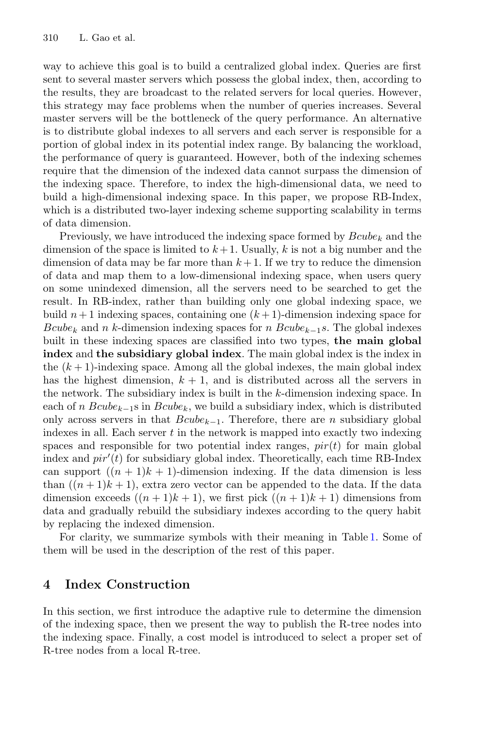way to achieve this goal is to build a centralized global index. Queries are first sent to several master servers which possess the global index, then, according to the results, they are broadcast to the related servers for local queries. However, this strategy may face problems when the number of queries increases. Several master servers will be the bottleneck of the query performance. An alternative is to distribute global indexes to all servers and each server is responsible for a portion of global index in its potential index range. By balancing the workload, the performance of query is guaranteed. However, both of the indexing schemes require that the dimension of the indexed data cannot surpass the dimension of the indexing space. Therefore, to index the high-dimensional data, we need to build a high-dimensional indexing space. In this paper, we propose RB-Index, which is a distributed two-layer indexing scheme supporting scalability in terms of data dimension.

Previously, we have introduced the indexing space formed by $Bcube_k$ and the dimension of the space is limited to $k+1$. Usually, $k$ is not a big number and the dimension of data may be far more than $k+1$. If we try to reduce the dimension of data and map them to a low-dimensional indexing space, when users query on some unindexed dimension, all the servers need to be searched to get the result. In RB-index, rather than building only one global indexing space, we build $n+1$ indexing spaces, containing one $(k+1)$-dimension indexing space for $Bcube_k$ and $n$ $k$-dimension indexing spaces for $n$ $Bcube_{k-1}s$. The global indexes built in these indexing spaces are classified into two types, **the main global index** and **the subsidiary global index**. The main global index is the index in the $(k+1)$-indexing space. Among all the global indexes, the main global index has the highest dimension, $k+1$, and is distributed across all the servers in the network. The subsidiary index is built in the $k$-dimension indexing space. In each of $n$ $Bcube_{k-1}$s in $Bcube_k$, we build a subsidiary index, which is distributed only across servers in that $Bcube_{k-1}$. Therefore, there are $n$ subsidiary global indexes in all. Each server $t$ in the network is mapped into exactly two indexing spaces and responsible for two potential index ranges, $pir(t)$ for main global index and $pir'(t)$ for subsidiary global index. Theoretically, each time RB-Index can support $((n+1)k+1)$-dimension indexing. If the data dimension is less than $((n+1)k+1)$, extra zero vector can be appended to the data. If the data dimension exceeds $((n+1)k+1)$, we first pick $((n+1)k+1)$ dimensions from data and gradually rebuild the subsidiary indexes according to the query habit by replacing the indexed dimension.

For clarity, we summarize symbols with their meaning in Table 1. Some of them will be used in the description of the rest of this paper.

## 4 Index Construction

In this section, we first introduce the adaptive rule to determine the dimension of the indexing space, then we present the way to publish the R-tree nodes into the indexing space. Finally, a cost model is introduced to select a proper set of R-tree nodes from a local R-tree.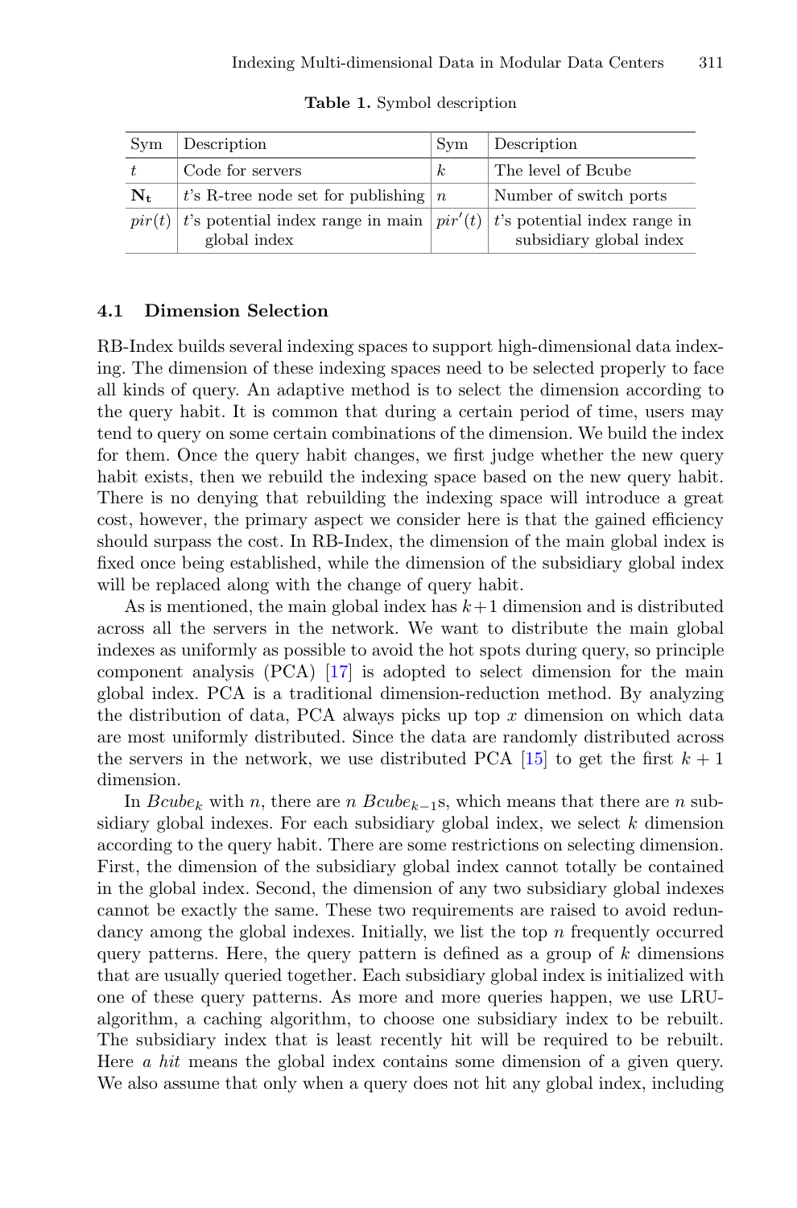**Table 1.** Symbol description

| Sym | Description | Sym | Description |
|---|---|---|---|
| $t$ | Code for servers | $k$ | The level of Bcube |
| $\mathbf{N_t}$ | $t$'s R-tree node set for publishing | $n$ | Number of switch ports |
| $pir(t)$ | $t$'s potential index range in main global index | $pir'(t)$ | $t$'s potential index range in subsidiary global index |

### 4.1 Dimension Selection

RB-Index builds several indexing spaces to support high-dimensional data indexing. The dimension of these indexing spaces need to be selected properly to face all kinds of query. An adaptive method is to select the dimension according to the query habit. It is common that during a certain period of time, users may tend to query on some certain combinations of the dimension. We build the index for them. Once the query habit changes, we first judge whether the new query habit exists, then we rebuild the indexing space based on the new query habit. There is no denying that rebuilding the indexing space will introduce a great cost, however, the primary aspect we consider here is that the gained efficiency should surpass the cost. In RB-Index, the dimension of the main global index is fixed once being established, while the dimension of the subsidiary global index will be replaced along with the change of query habit.

As is mentioned, the main global index has $k+1$ dimension and is distributed across all the servers in the network. We want to distribute the main global indexes as uniformly as possible to avoid the hot spots during query, so principle component analysis (PCA) [17] is adopted to select dimension for the main global index. PCA is a traditional dimension-reduction method. By analyzing the distribution of data, PCA always picks up top $x$ dimension on which data are most uniformly distributed. Since the data are randomly distributed across the servers in the network, we use distributed PCA [15] to get the first $k+1$ dimension.

In $Bcube_k$ with $n$, there are $n$ $Bcube_{k-1}$s, which means that there are $n$ subsidiary global indexes. For each subsidiary global index, we select $k$ dimension according to the query habit. There are some restrictions on selecting dimension. First, the dimension of the subsidiary global index cannot totally be contained in the global index. Second, the dimension of any two subsidiary global indexes cannot be exactly the same. These two requirements are raised to avoid redundancy among the global indexes. Initially, we list the top $n$ frequently occurred query patterns. Here, the query pattern is defined as a group of $k$ dimensions that are usually queried together. Each subsidiary global index is initialized with one of these query patterns. As more and more queries happen, we use LRU-algorithm, a caching algorithm, to choose one subsidiary index to be rebuilt. The subsidiary index that is least recently hit will be required to be rebuilt. Here *a hit* means the global index contains some dimension of a given query. We also assume that only when a query does not hit any global index, including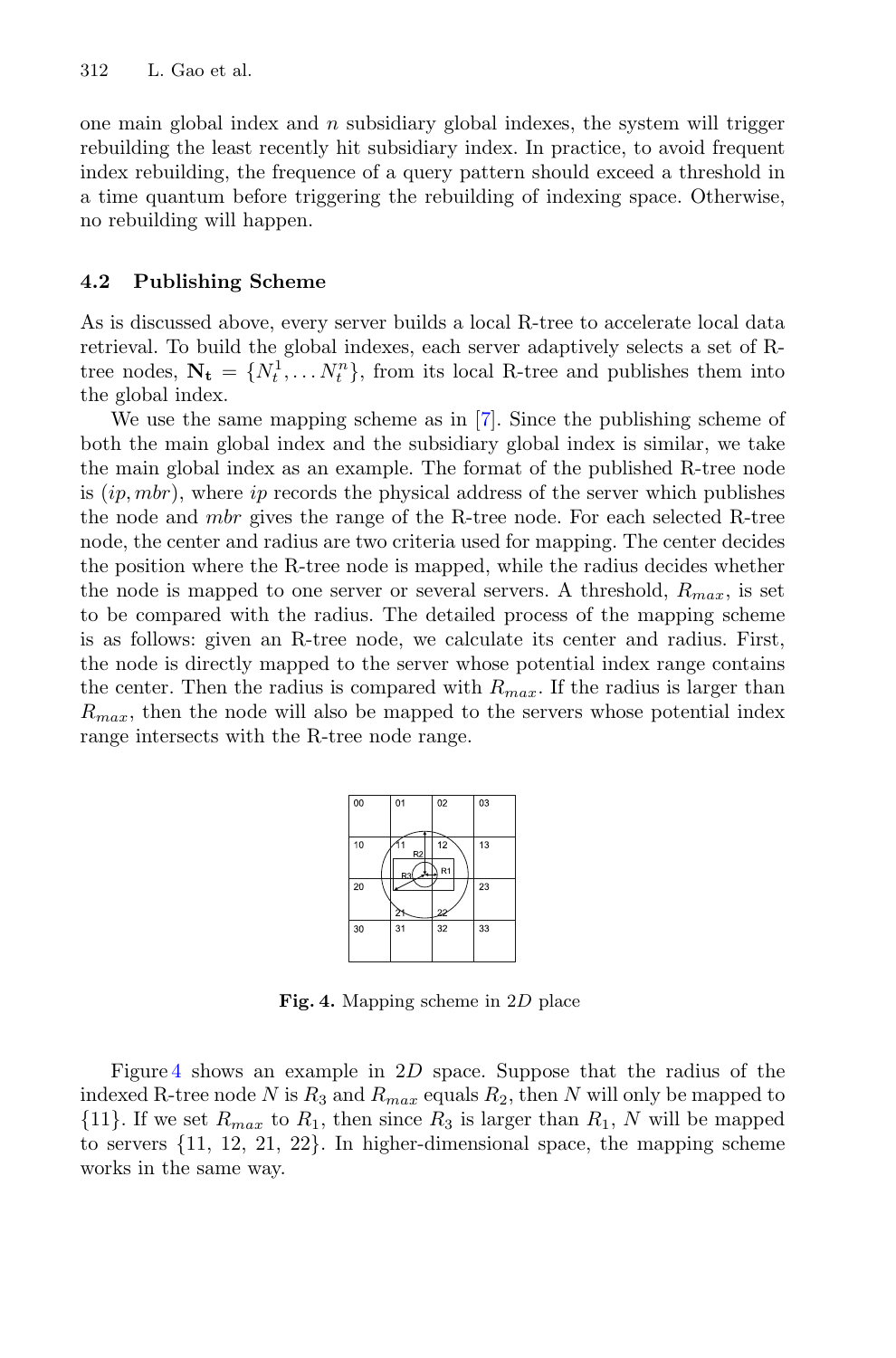one main global index and $n$ subsidiary global indexes, the system will trigger rebuilding the least recently hit subsidiary index. In practice, to avoid frequent index rebuilding, the frequence of a query pattern should exceed a threshold in a time quantum before triggering the rebuilding of indexing space. Otherwise, no rebuilding will happen.

### 4.2 Publishing Scheme

As is discussed above, every server builds a local R-tree to accelerate local data retrieval. To build the global indexes, each server adaptively selects a set of R-tree nodes, $\mathbf{N_t} = \{N_t^1, \ldots N_t^n\}$, from its local R-tree and publishes them into the global index.

We use the same mapping scheme as in [7]. Since the publishing scheme of both the main global index and the subsidiary global index is similar, we take the main global index as an example. The format of the published R-tree node is $(ip, mbr)$, where $ip$ records the physical address of the server which publishes the node and $mbr$ gives the range of the R-tree node. For each selected R-tree node, the center and radius are two criteria used for mapping. The center decides the position where the R-tree node is mapped, while the radius decides whether the node is mapped to one server or several servers. A threshold, $R_{max}$, is set to be compared with the radius. The detailed process of the mapping scheme is as follows: given an R-tree node, we calculate its center and radius. First, the node is directly mapped to the server whose potential index range contains the center. Then the radius is compared with $R_{max}$. If the radius is larger than $R_{max}$, then the node will also be mapped to the servers whose potential index range intersects with the R-tree node range.

**Fig. 4.** Mapping scheme in 2$D$ place

Figure 4 shows an example in 2$D$ space. Suppose that the radius of the indexed R-tree node $N$ is $R_3$ and $R_{max}$ equals $R_2$, then $N$ will only be mapped to {11}. If we set $R_{max}$ to $R_1$, then since $R_3$ is larger than $R_1$, $N$ will be mapped to servers {11, 12, 21, 22}. In higher-dimensional space, the mapping scheme works in the same way.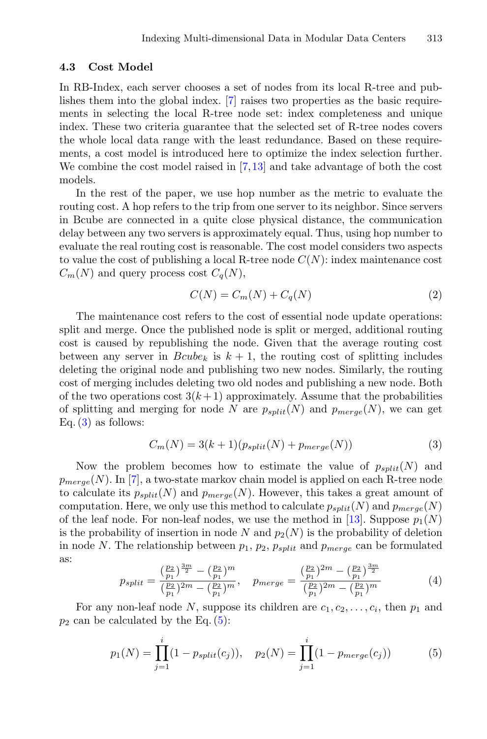### 4.3 Cost Model

In RB-Index, each server chooses a set of nodes from its local R-tree and publishes them into the global index. [7] raises two properties as the basic requirements in selecting the local R-tree node set: index completeness and unique index. These two criteria guarantee that the selected set of R-tree nodes covers the whole local data range with the least redundance. Based on these requirements, a cost model is introduced here to optimize the index selection further. We combine the cost model raised in [7,13] and take advantage of both the cost models.

In the rest of the paper, we use hop number as the metric to evaluate the routing cost. A hop refers to the trip from one server to its neighbor. Since servers in Bcube are connected in a quite close physical distance, the communication delay between any two servers is approximately equal. Thus, using hop number to evaluate the real routing cost is reasonable. The cost model considers two aspects to value the cost of publishing a local R-tree node $C(N)$: index maintenance cost $C_m(N)$ and query process cost $C_q(N)$,

$$C(N) = C_m(N) + C_q(N) \tag{2}$$

The maintenance cost refers to the cost of essential node update operations: split and merge. Once the published node is split or merged, additional routing cost is caused by republishing the node. Given that the average routing cost between any server in $Bcube_k$ is $k+1$, the routing cost of splitting includes deleting the original node and publishing two new nodes. Similarly, the routing cost of merging includes deleting two old nodes and publishing a new node. Both of the two operations cost $3(k+1)$ approximately. Assume that the probabilities of splitting and merging for node $N$ are $p_{split}(N)$ and $p_{merge}(N)$, we can get Eq. (3) as follows:

$$C_m(N) = 3(k+1)(p_{split}(N) + p_{merge}(N)) \tag{3}$$

Now the problem becomes how to estimate the value of $p_{split}(N)$ and $p_{merge}(N)$. In [7], a two-state markov chain model is applied on each R-tree node to calculate its $p_{split}(N)$ and $p_{merge}(N)$. However, this takes a great amount of computation. Here, we only use this method to calculate $p_{split}(N)$ and $p_{merge}(N)$ of the leaf node. For non-leaf nodes, we use the method in [13]. Suppose $p_1(N)$ is the probability of insertion in node $N$ and $p_2(N)$ is the probability of deletion in node $N$. The relationship between $p_1$, $p_2$, $p_{split}$ and $p_{merge}$ can be formulated as:

$$p_{split} = \frac{(\frac{p_2}{p_1})^{\frac{3m}{2}} - (\frac{p_2}{p_1})^m}{(\frac{p_2}{p_1})^{2m} - (\frac{p_2}{p_1})^m}, \quad p_{merge} = \frac{(\frac{p_2}{p_1})^{2m} - (\frac{p_2}{p_1})^{\frac{3m}{2}}}{(\frac{p_2}{p_1})^{2m} - (\frac{p_2}{p_1})^m} \tag{4}$$

For any non-leaf node $N$, suppose its children are $c_1, c_2, \ldots, c_i$, then $p_1$ and $p_2$ can be calculated by the Eq. (5):

$$p_1(N) = \prod_{j=1}^{i}(1 - p_{split}(c_j)), \quad p_2(N) = \prod_{j=1}^{i}(1 - p_{merge}(c_j)) \tag{5}$$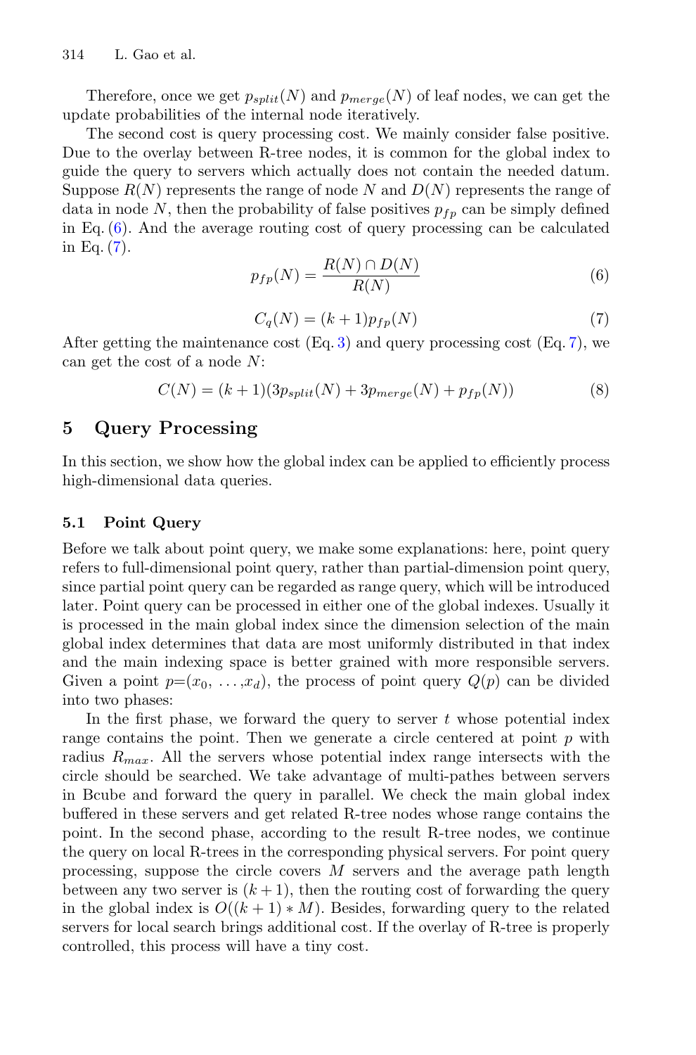Therefore, once we get $p_{split}(N)$ and $p_{merge}(N)$ of leaf nodes, we can get the update probabilities of the internal node iteratively.

The second cost is query processing cost. We mainly consider false positive. Due to the overlay between R-tree nodes, it is common for the global index to guide the query to servers which actually does not contain the needed datum. Suppose $R(N)$ represents the range of node $N$ and $D(N)$ represents the range of data in node $N$, then the probability of false positives $p_{fp}$ can be simply defined in Eq. (6). And the average routing cost of query processing can be calculated in Eq. (7).

$$p_{fp}(N) = \frac{R(N) \cap D(N)}{R(N)} \tag{6}$$

$$C_q(N) = (k+1)p_{fp}(N) \tag{7}$$

After getting the maintenance cost (Eq. 3) and query processing cost (Eq. 7), we can get the cost of a node $N$:

$$C(N) = (k+1)(3p_{split}(N) + 3p_{merge}(N) + p_{fp}(N)) \tag{8}$$

## 5 Query Processing

In this section, we show how the global index can be applied to efficiently process high-dimensional data queries.

### 5.1 Point Query

Before we talk about point query, we make some explanations: here, point query refers to full-dimensional point query, rather than partial-dimension point query, since partial point query can be regarded as range query, which will be introduced later. Point query can be processed in either one of the global indexes. Usually it is processed in the main global index since the dimension selection of the main global index determines that data are most uniformly distributed in that index and the main indexing space is better grained with more responsible servers. Given a point $p$=($x_0$, ...,$x_d$), the process of point query $Q(p)$ can be divided into two phases:

In the first phase, we forward the query to server $t$ whose potential index range contains the point. Then we generate a circle centered at point $p$ with radius $R_{max}$. All the servers whose potential index range intersects with the circle should be searched. We take advantage of multi-pathes between servers in Bcube and forward the query in parallel. We check the main global index buffered in these servers and get related R-tree nodes whose range contains the point. In the second phase, according to the result R-tree nodes, we continue the query on local R-trees in the corresponding physical servers. For point query processing, suppose the circle covers $M$ servers and the average path length between any two server is $(k+1)$, then the routing cost of forwarding the query in the global index is $O((k+1)*M)$. Besides, forwarding query to the related servers for local search brings additional cost. If the overlay of R-tree is properly controlled, this process will have a tiny cost.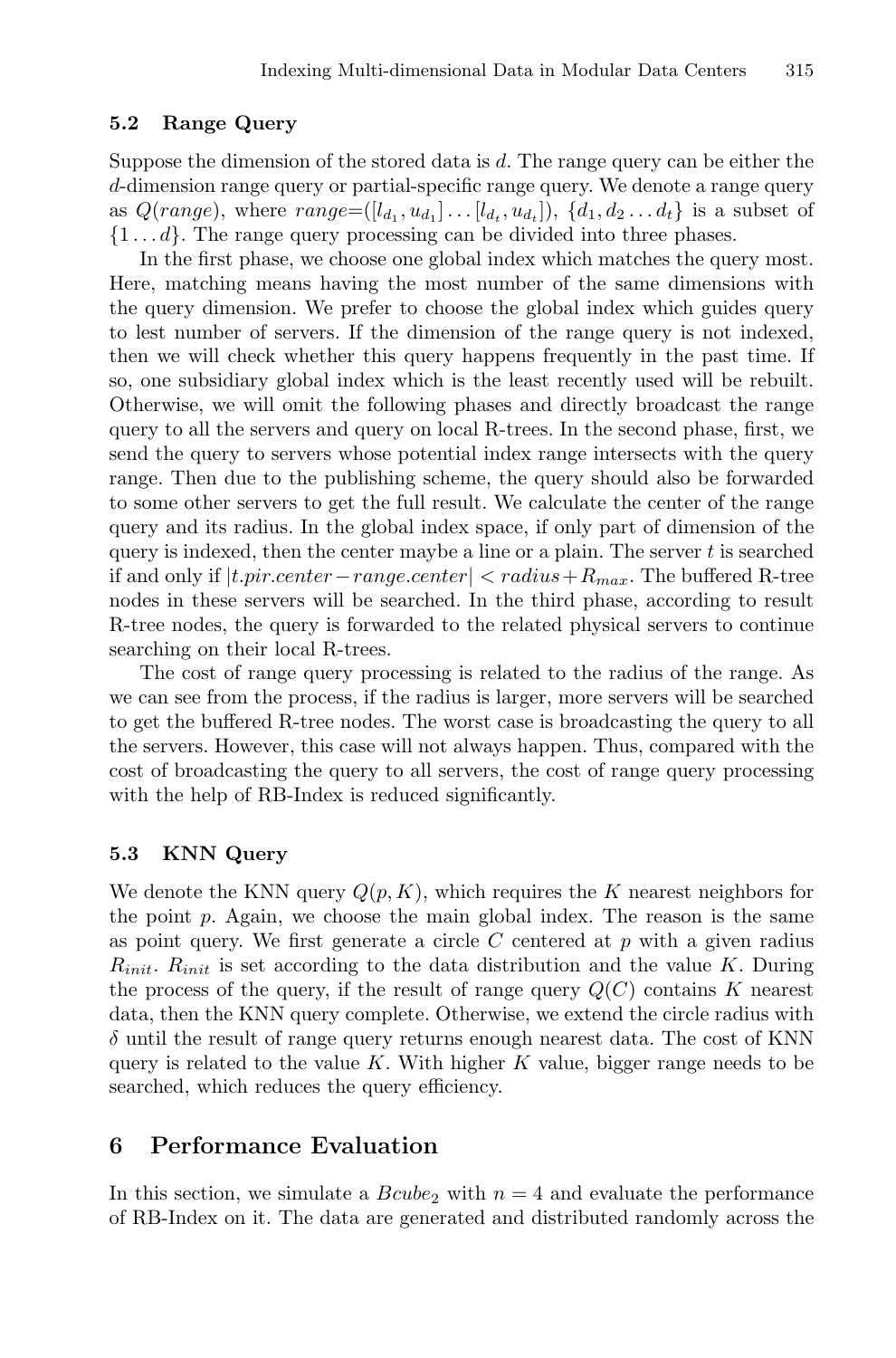### 5.2 Range Query

Suppose the dimension of the stored data is $d$. The range query can be either the $d$-dimension range query or partial-specific range query. We denote a range query as $Q(range)$, where $range{=}([l_{d_1}, u_{d_1}] \ldots [l_{d_t}, u_{d_t}])$, $\{d_1, d_2 \ldots d_t\}$ is a subset of $\{1 \ldots d\}$. The range query processing can be divided into three phases.

In the first phase, we choose one global index which matches the query most. Here, matching means having the most number of the same dimensions with the query dimension. We prefer to choose the global index which guides query to lest number of servers. If the dimension of the range query is not indexed, then we will check whether this query happens frequently in the past time. If so, one subsidiary global index which is the least recently used will be rebuilt. Otherwise, we will omit the following phases and directly broadcast the range query to all the servers and query on local R-trees. In the second phase, first, we send the query to servers whose potential index range intersects with the query range. Then due to the publishing scheme, the query should also be forwarded to some other servers to get the full result. We calculate the center of the range query and its radius. In the global index space, if only part of dimension of the query is indexed, then the center maybe a line or a plain. The server $t$ is searched if and only if $|t.pir.center - range.center| < radius + R_{max}$. The buffered R-tree nodes in these servers will be searched. In the third phase, according to result R-tree nodes, the query is forwarded to the related physical servers to continue searching on their local R-trees.

The cost of range query processing is related to the radius of the range. As we can see from the process, if the radius is larger, more servers will be searched to get the buffered R-tree nodes. The worst case is broadcasting the query to all the servers. However, this case will not always happen. Thus, compared with the cost of broadcasting the query to all servers, the cost of range query processing with the help of RB-Index is reduced significantly.

### 5.3 KNN Query

We denote the KNN query $Q(p, K)$, which requires the $K$ nearest neighbors for the point $p$. Again, we choose the main global index. The reason is the same as point query. We first generate a circle $C$ centered at $p$ with a given radius $R_{init}$. $R_{init}$ is set according to the data distribution and the value $K$. During the process of the query, if the result of range query $Q(C)$ contains $K$ nearest data, then the KNN query complete. Otherwise, we extend the circle radius with $\delta$ until the result of range query returns enough nearest data. The cost of KNN query is related to the value $K$. With higher $K$ value, bigger range needs to be searched, which reduces the query efficiency.

## 6 Performance Evaluation

In this section, we simulate a $Bcube_2$ with $n = 4$ and evaluate the performance of RB-Index on it. The data are generated and distributed randomly across the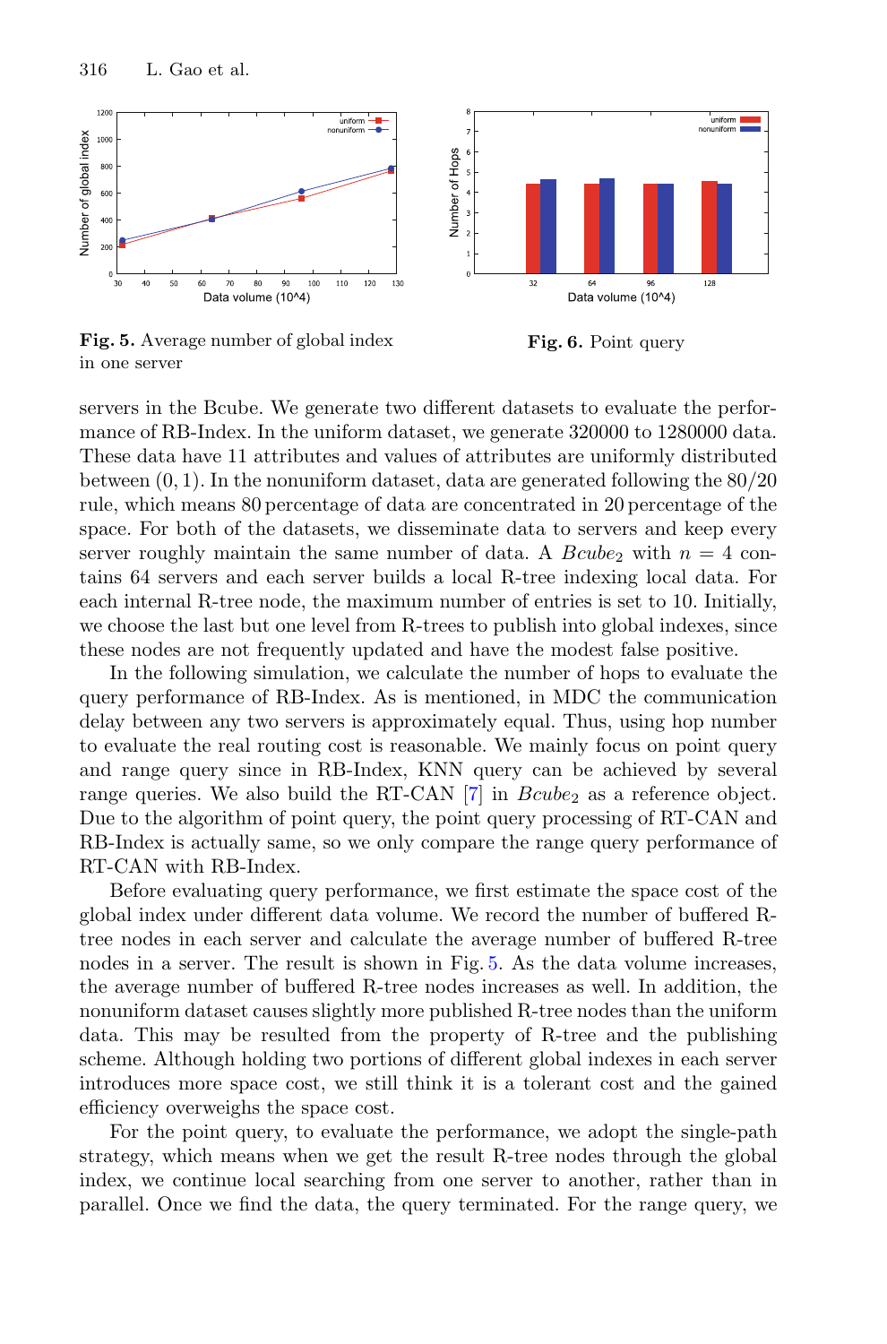1200
1000
800
600
400
200
0

Number of global index

30 40 50 60 70 80 90 100 110 120 130

Data volume (10^4)

uniform
nonuniform

**Fig. 5.** Average number of global index in one server

8
7
6
5
4
3
2
1
0

Number of Hops

32 64 96 128

Data volume (10^4)

uniform
nonuniform

**Fig. 6.** Point query

servers in the Bcube. We generate two different datasets to evaluate the performance of RB-Index. In the uniform dataset, we generate 320000 to 1280000 data. These data have 11 attributes and values of attributes are uniformly distributed between $(0, 1)$. In the nonuniform dataset, data are generated following the 80/20 rule, which means 80 percentage of data are concentrated in 20 percentage of the space. For both of the datasets, we disseminate data to servers and keep every server roughly maintain the same number of data. A $Bcube_2$ with $n = 4$ contains 64 servers and each server builds a local R-tree indexing local data. For each internal R-tree node, the maximum number of entries is set to 10. Initially, we choose the last but one level from R-trees to publish into global indexes, since these nodes are not frequently updated and have the modest false positive.

In the following simulation, we calculate the number of hops to evaluate the query performance of RB-Index. As is mentioned, in MDC the communication delay between any two servers is approximately equal. Thus, using hop number to evaluate the real routing cost is reasonable. We mainly focus on point query and range query since in RB-Index, KNN query can be achieved by several range queries. We also build the RT-CAN [7] in $Bcube_2$ as a reference object. Due to the algorithm of point query, the point query processing of RT-CAN and RB-Index is actually same, so we only compare the range query performance of RT-CAN with RB-Index.

Before evaluating query performance, we first estimate the space cost of the global index under different data volume. We record the number of buffered R-tree nodes in each server and calculate the average number of buffered R-tree nodes in a server. The result is shown in Fig. 5. As the data volume increases, the average number of buffered R-tree nodes increases as well. In addition, the nonuniform dataset causes slightly more published R-tree nodes than the uniform data. This may be resulted from the property of R-tree and the publishing scheme. Although holding two portions of different global indexes in each server introduces more space cost, we still think it is a tolerant cost and the gained efficiency overweighs the space cost.

For the point query, to evaluate the performance, we adopt the single-path strategy, which means when we get the result R-tree nodes through the global index, we continue local searching from one server to another, rather than in parallel. Once we find the data, the query terminated. For the range query, we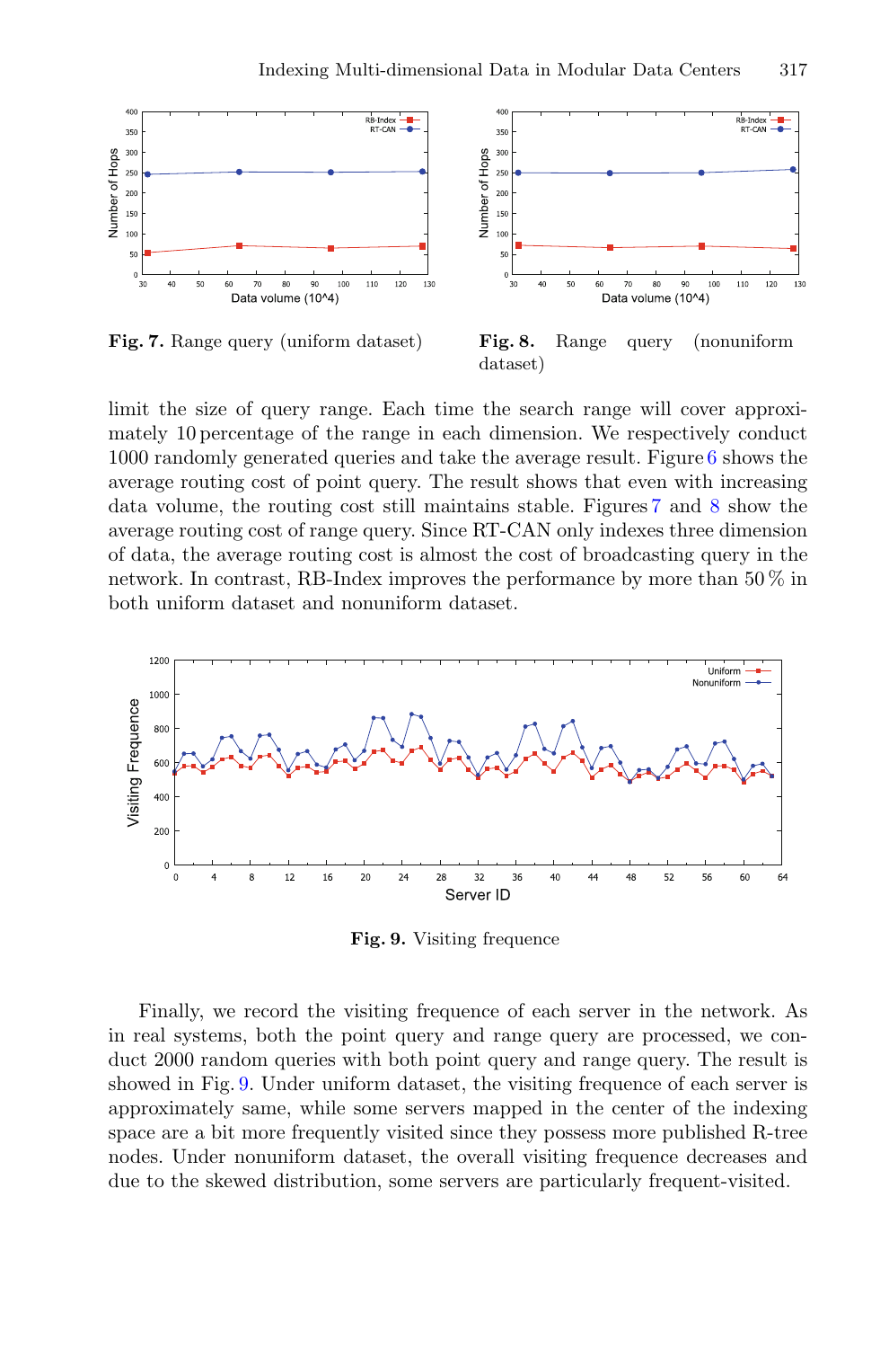Fig. 7. Range query (uniform dataset)

Fig. 8. Range query (nonuniform dataset)

limit the size of query range. Each time the search range will cover approximately 10 percentage of the range in each dimension. We respectively conduct 1000 randomly generated queries and take the average result. Figure 6 shows the average routing cost of point query. The result shows that even with increasing data volume, the routing cost still maintains stable. Figures 7 and 8 show the average routing cost of range query. Since RT-CAN only indexes three dimension of data, the average routing cost is almost the cost of broadcasting query in the network. In contrast, RB-Index improves the performance by more than 50 % in both uniform dataset and nonuniform dataset.

Fig. 9. Visiting frequence

Finally, we record the visiting frequence of each server in the network. As in real systems, both the point query and range query are processed, we conduct 2000 random queries with both point query and range query. The result is showed in Fig. 9. Under uniform dataset, the visiting frequence of each server is approximately same, while some servers mapped in the center of the indexing space are a bit more frequently visited since they possess more published R-tree nodes. Under nonuniform dataset, the overall visiting frequence decreases and due to the skewed distribution, some servers are particularly frequent-visited.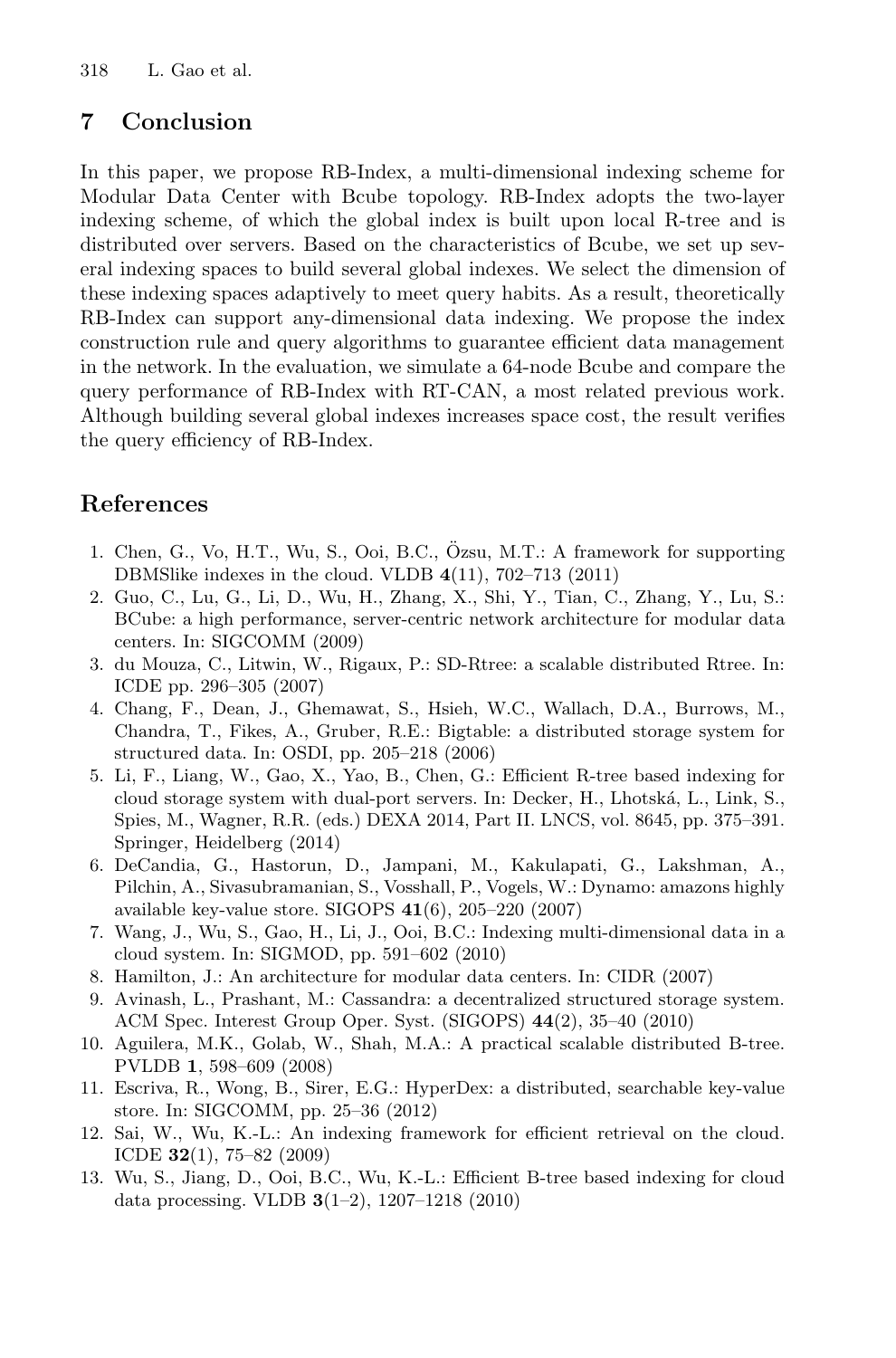## 7 Conclusion

In this paper, we propose RB-Index, a multi-dimensional indexing scheme for Modular Data Center with Bcube topology. RB-Index adopts the two-layer indexing scheme, of which the global index is built upon local R-tree and is distributed over servers. Based on the characteristics of Bcube, we set up several indexing spaces to build several global indexes. We select the dimension of these indexing spaces adaptively to meet query habits. As a result, theoretically RB-Index can support any-dimensional data indexing. We propose the index construction rule and query algorithms to guarantee efficient data management in the network. In the evaluation, we simulate a 64-node Bcube and compare the query performance of RB-Index with RT-CAN, a most related previous work. Although building several global indexes increases space cost, the result verifies the query efficiency of RB-Index.

## References

1. Chen, G., Vo, H.T., Wu, S., Ooi, B.C., Özsu, M.T.: A framework for supporting DBMSlike indexes in the cloud. VLDB **4**(11), 702–713 (2011)
2. Guo, C., Lu, G., Li, D., Wu, H., Zhang, X., Shi, Y., Tian, C., Zhang, Y., Lu, S.: BCube: a high performance, server-centric network architecture for modular data centers. In: SIGCOMM (2009)
3. du Mouza, C., Litwin, W., Rigaux, P.: SD-Rtree: a scalable distributed Rtree. In: ICDE pp. 296–305 (2007)
4. Chang, F., Dean, J., Ghemawat, S., Hsieh, W.C., Wallach, D.A., Burrows, M., Chandra, T., Fikes, A., Gruber, R.E.: Bigtable: a distributed storage system for structured data. In: OSDI, pp. 205–218 (2006)
5. Li, F., Liang, W., Gao, X., Yao, B., Chen, G.: Efficient R-tree based indexing for cloud storage system with dual-port servers. In: Decker, H., Lhotská, L., Link, S., Spies, M., Wagner, R.R. (eds.) DEXA 2014, Part II. LNCS, vol. 8645, pp. 375–391. Springer, Heidelberg (2014)
6. DeCandia, G., Hastorun, D., Jampani, M., Kakulapati, G., Lakshman, A., Pilchin, A., Sivasubramanian, S., Vosshall, P., Vogels, W.: Dynamo: amazons highly available key-value store. SIGOPS **41**(6), 205–220 (2007)
7. Wang, J., Wu, S., Gao, H., Li, J., Ooi, B.C.: Indexing multi-dimensional data in a cloud system. In: SIGMOD, pp. 591–602 (2010)
8. Hamilton, J.: An architecture for modular data centers. In: CIDR (2007)
9. Avinash, L., Prashant, M.: Cassandra: a decentralized structured storage system. ACM Spec. Interest Group Oper. Syst. (SIGOPS) **44**(2), 35–40 (2010)
10. Aguilera, M.K., Golab, W., Shah, M.A.: A practical scalable distributed B-tree. PVLDB **1**, 598–609 (2008)
11. Escriva, R., Wong, B., Sirer, E.G.: HyperDex: a distributed, searchable key-value store. In: SIGCOMM, pp. 25–36 (2012)
12. Sai, W., Wu, K.-L.: An indexing framework for efficient retrieval on the cloud. ICDE **32**(1), 75–82 (2009)
13. Wu, S., Jiang, D., Ooi, B.C., Wu, K.-L.: Efficient B-tree based indexing for cloud data processing. VLDB **3**(1–2), 1207–1218 (2010)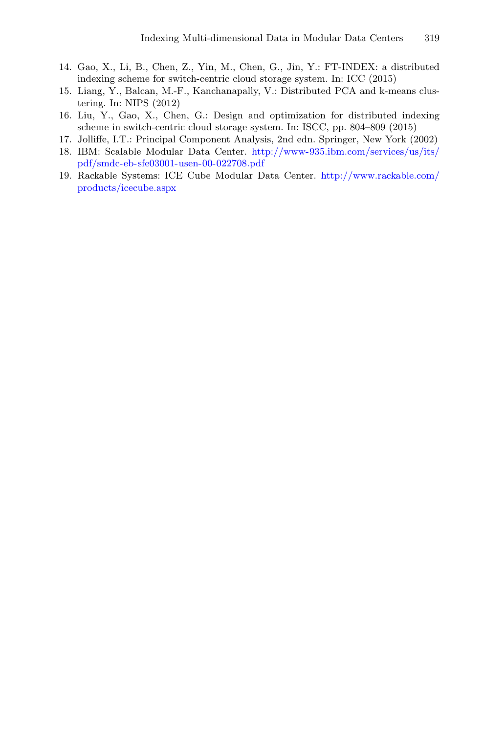14. Gao, X., Li, B., Chen, Z., Yin, M., Chen, G., Jin, Y.: FT-INDEX: a distributed indexing scheme for switch-centric cloud storage system. In: ICC (2015)
15. Liang, Y., Balcan, M.-F., Kanchanapally, V.: Distributed PCA and k-means clustering. In: NIPS (2012)
16. Liu, Y., Gao, X., Chen, G.: Design and optimization for distributed indexing scheme in switch-centric cloud storage system. In: ISCC, pp. 804–809 (2015)
17. Jolliffe, I.T.: Principal Component Analysis, 2nd edn. Springer, New York (2002)
18. IBM: Scalable Modular Data Center. http://www-935.ibm.com/services/us/its/pdf/smdc-eb-sfe03001-usen-00-022708.pdf
19. Rackable Systems: ICE Cube Modular Data Center. http://www.rackable.com/products/icecube.aspx